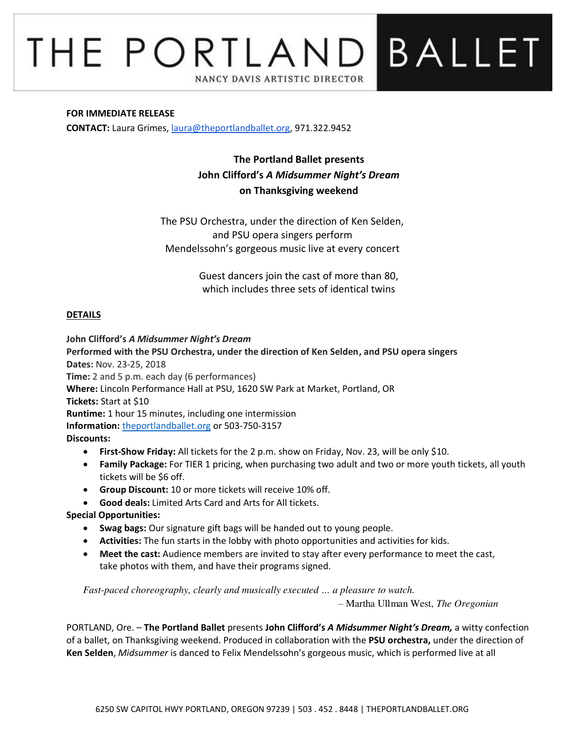# THE PORTLAND BALLET

NANCY DAVIS ARTISTIC DIRECTOR

**FOR IMMEDIATE RELEASE**
**CONTACT:** Laura Grimes, laura@theportlandballet.org, 971.322.9452

**The Portland Ballet presents**
**John Clifford's *A Midsummer Night's Dream***
**on Thanksgiving weekend**

The PSU Orchestra, under the direction of Ken Selden, and PSU opera singers perform Mendelssohn's gorgeous music live at every concert

Guest dancers join the cast of more than 80, which includes three sets of identical twins

## DETAILS

**John Clifford's *A Midsummer Night's Dream***
**Performed with the PSU Orchestra, under the direction of Ken Selden, and PSU opera singers**
**Dates:** Nov. 23-25, 2018
**Time:** 2 and 5 p.m. each day (6 performances)
**Where:** Lincoln Performance Hall at PSU, 1620 SW Park at Market, Portland, OR
**Tickets:** Start at $10
**Runtime:** 1 hour 15 minutes, including one intermission
**Information:** theportlandballet.org or 503-750-3157
**Discounts:**

- **First-Show Friday:** All tickets for the 2 p.m. show on Friday, Nov. 23, will be only $10.
- **Family Package:** For TIER 1 pricing, when purchasing two adult and two or more youth tickets, all youth tickets will be $6 off.
- **Group Discount:** 10 or more tickets will receive 10% off.
- **Good deals:** Limited Arts Card and Arts for All tickets.

**Special Opportunities:**

- **Swag bags:** Our signature gift bags will be handed out to young people.
- **Activities:** The fun starts in the lobby with photo opportunities and activities for kids.
- **Meet the cast:** Audience members are invited to stay after every performance to meet the cast, take photos with them, and have their programs signed.

*Fast-paced choreography, clearly and musically executed … a pleasure to watch.*
– Martha Ullman West, *The Oregonian*

PORTLAND, Ore. – **The Portland Ballet** presents **John Clifford's *A Midsummer Night's Dream,*** a witty confection of a ballet, on Thanksgiving weekend. Produced in collaboration with the **PSU orchestra,** under the direction of **Ken Selden**, *Midsummer* is danced to Felix Mendelssohn's gorgeous music, which is performed live at all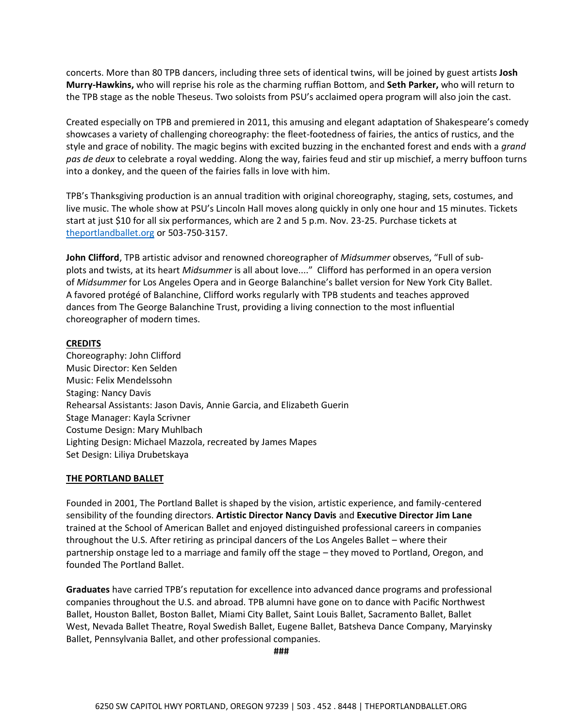concerts. More than 80 TPB dancers, including three sets of identical twins, will be joined by guest artists **Josh Murry-Hawkins,** who will reprise his role as the charming ruffian Bottom, and **Seth Parker,** who will return to the TPB stage as the noble Theseus. Two soloists from PSU's acclaimed opera program will also join the cast.

Created especially on TPB and premiered in 2011, this amusing and elegant adaptation of Shakespeare's comedy showcases a variety of challenging choreography: the fleet-footedness of fairies, the antics of rustics, and the style and grace of nobility. The magic begins with excited buzzing in the enchanted forest and ends with a *grand pas de deux* to celebrate a royal wedding. Along the way, fairies feud and stir up mischief, a merry buffoon turns into a donkey, and the queen of the fairies falls in love with him.

TPB's Thanksgiving production is an annual tradition with original choreography, staging, sets, costumes, and live music. The whole show at PSU's Lincoln Hall moves along quickly in only one hour and 15 minutes. Tickets start at just $10 for all six performances, which are 2 and 5 p.m. Nov. 23-25. Purchase tickets at [theportlandballet.org](theportlandballet.org) or 503-750-3157.

**John Clifford**, TPB artistic advisor and renowned choreographer of *Midsummer* observes, "Full of sub-plots and twists, at its heart *Midsummer* is all about love...." Clifford has performed in an opera version of *Midsummer* for Los Angeles Opera and in George Balanchine's ballet version for New York City Ballet. A favored protégé of Balanchine, Clifford works regularly with TPB students and teaches approved dances from The George Balanchine Trust, providing a living connection to the most influential choreographer of modern times.

**CREDITS**

Choreography: John Clifford
Music Director: Ken Selden
Music: Felix Mendelssohn
Staging: Nancy Davis
Rehearsal Assistants: Jason Davis, Annie Garcia, and Elizabeth Guerin
Stage Manager: Kayla Scrivner
Costume Design: Mary Muhlbach
Lighting Design: Michael Mazzola, recreated by James Mapes
Set Design: Liliya Drubetskaya

**THE PORTLAND BALLET**

Founded in 2001, The Portland Ballet is shaped by the vision, artistic experience, and family-centered sensibility of the founding directors. **Artistic Director Nancy Davis** and **Executive Director Jim Lane** trained at the School of American Ballet and enjoyed distinguished professional careers in companies throughout the U.S. After retiring as principal dancers of the Los Angeles Ballet – where their partnership onstage led to a marriage and family off the stage – they moved to Portland, Oregon, and founded The Portland Ballet.

**Graduates** have carried TPB's reputation for excellence into advanced dance programs and professional companies throughout the U.S. and abroad. TPB alumni have gone on to dance with Pacific Northwest Ballet, Houston Ballet, Boston Ballet, Miami City Ballet, Saint Louis Ballet, Sacramento Ballet, Ballet West, Nevada Ballet Theatre, Royal Swedish Ballet, Eugene Ballet, Batsheva Dance Company, Maryinsky Ballet, Pennsylvania Ballet, and other professional companies.

**###**

6250 SW CAPITOL HWY PORTLAND, OREGON 97239 | 503 . 452 . 8448 | THEPORTLANDBALLET.ORG